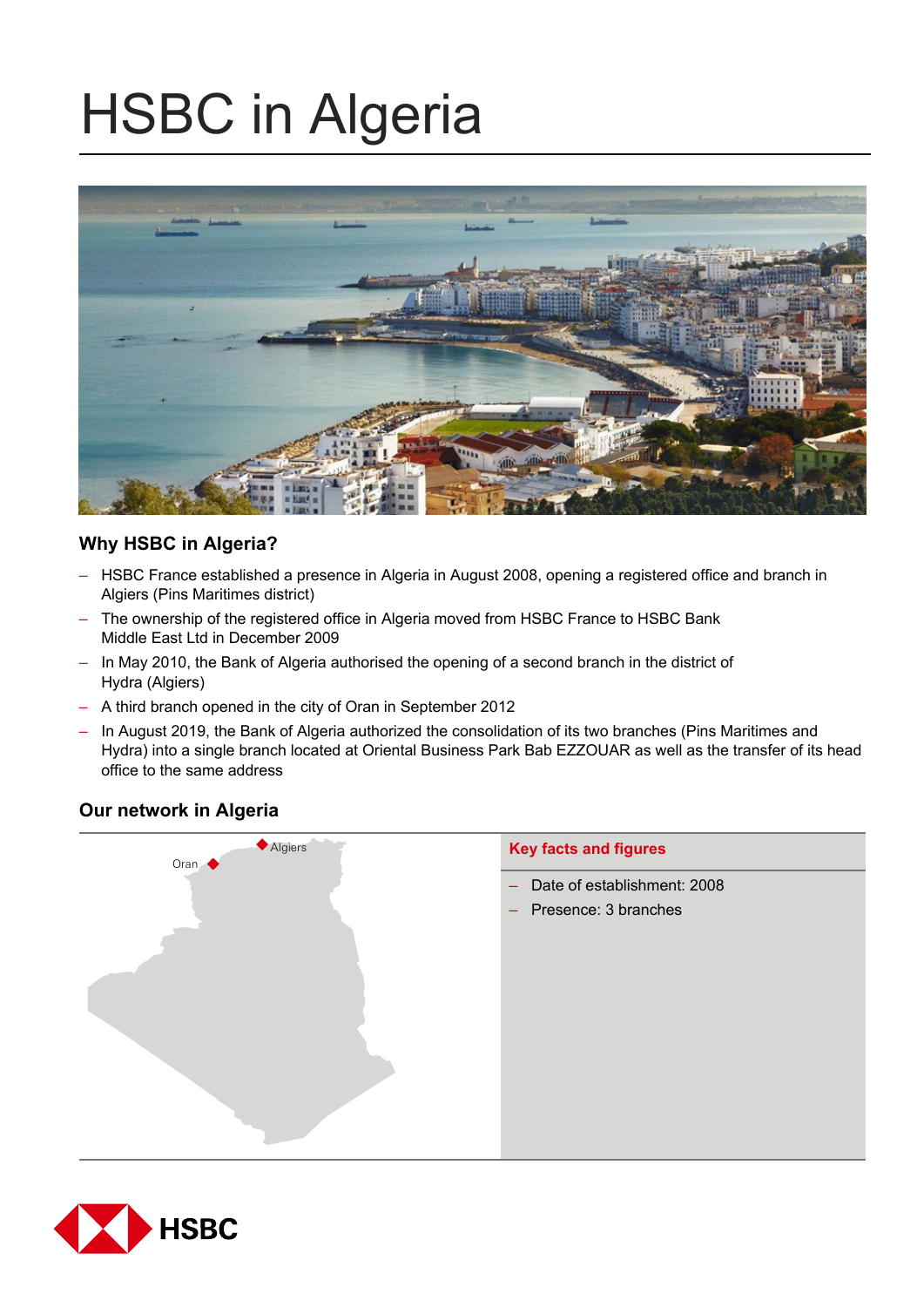# HSBC in Algeria

## Why HSBC in Algeria?

- HSBC France established a presence in Algeria in August 2008, opening a registered office and branch in Algiers (Pins Maritimes district)
- The ownership of the registered office in Algeria moved from HSBC France to HSBC Bank Middle East Ltd in December 2009
- In May 2010, the Bank of Algeria authorised the opening of a second branch in the district of Hydra (Algiers)
- A third branch opened in the city of Oran in September 2012
- In August 2019, the Bank of Algeria authorized the consolidation of its two branches (Pins Maritimes and Hydra) into a single branch located at Oriental Business Park Bab EZZOUAR as well as the transfer of its head office to the same address

## Our network in Algeria

Algiers

Oran

### Key facts and figures

- Date of establishment: 2008
- Presence: 3 branches

HSBC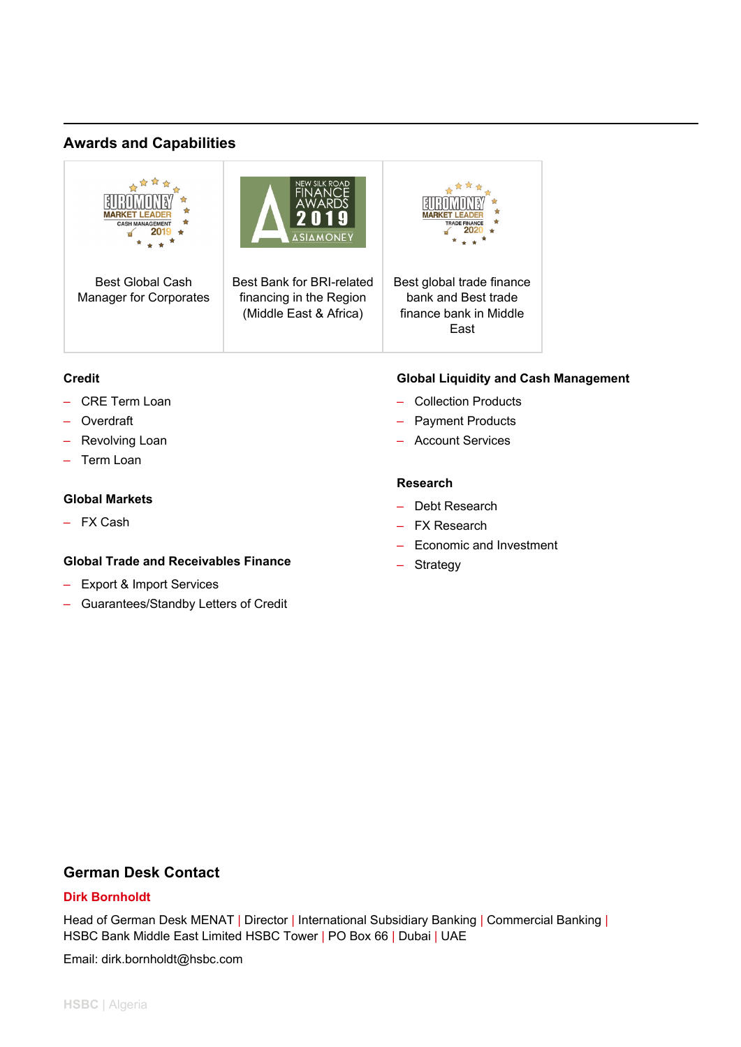## Awards and Capabilities

| | | |
|---|---|---|
| EUROMONEY MARKET LEADER CASH MANAGEMENT 2019 | NEW SILK ROAD FINANCE AWARDS 2019 ASIAMONEY | EUROMONEY MARKET LEADER TRADE FINANCE 2020 |
| Best Global Cash Manager for Corporates | Best Bank for BRI-related financing in the Region (Middle East & Africa) | Best global trade finance bank and Best trade finance bank in Middle East |

### Credit

- CRE Term Loan
- Overdraft
- Revolving Loan
- Term Loan

### Global Markets

- FX Cash

### Global Trade and Receivables Finance

- Export & Import Services
- Guarantees/Standby Letters of Credit

### Global Liquidity and Cash Management

- Collection Products
- Payment Products
- Account Services

### Research

- Debt Research
- FX Research
- Economic and Investment
- Strategy

## German Desk Contact

**Dirk Bornholdt**

Head of German Desk MENAT | Director | International Subsidiary Banking | Commercial Banking | HSBC Bank Middle East Limited HSBC Tower | PO Box 66 | Dubai | UAE

Email: dirk.bornholdt@hsbc.com